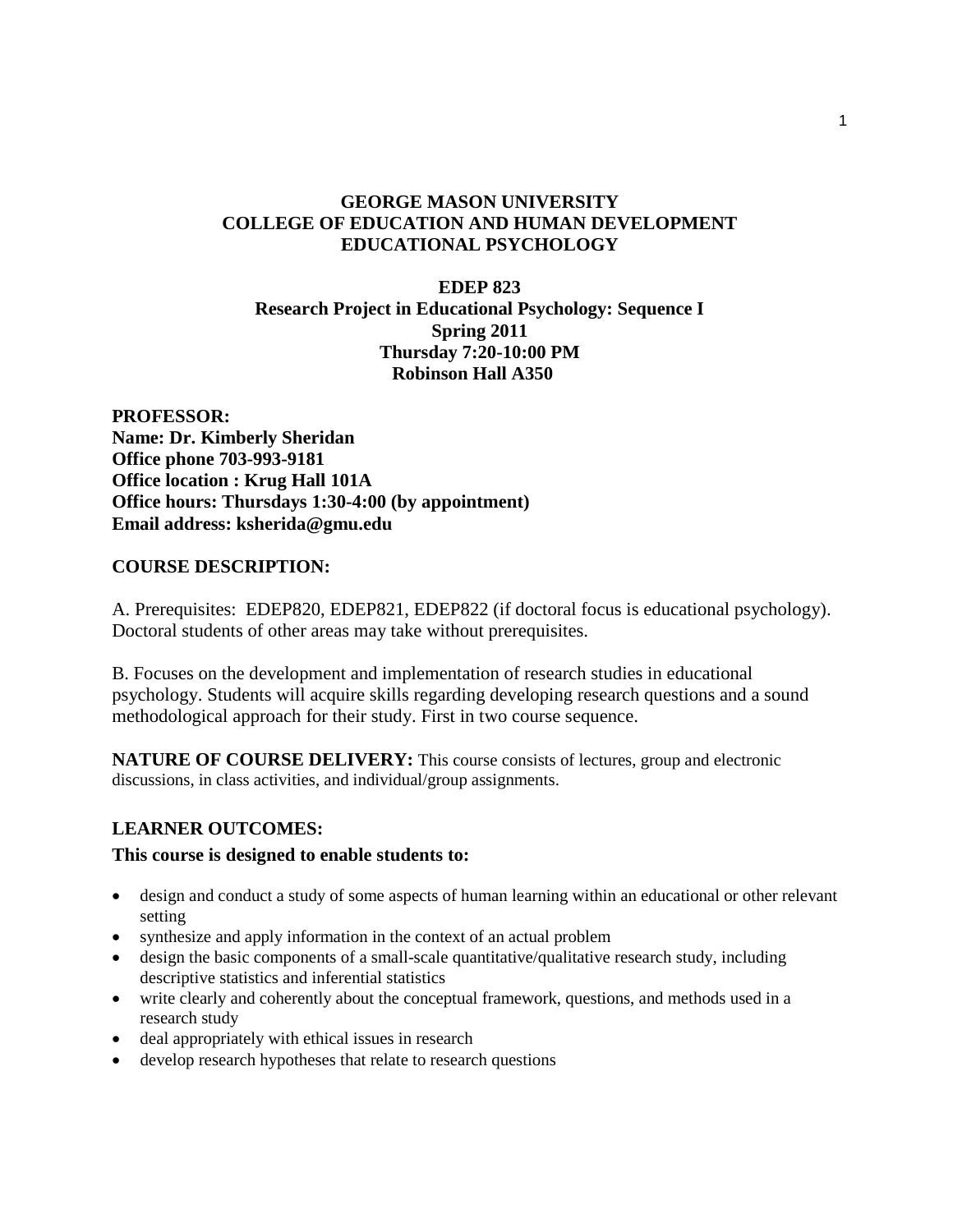**GEORGE MASON UNIVERSITY**
**COLLEGE OF EDUCATION AND HUMAN DEVELOPMENT**
**EDUCATIONAL PSYCHOLOGY**

**EDEP 823**
**Research Project in Educational Psychology: Sequence I**
**Spring 2011**
**Thursday 7:20-10:00 PM**
**Robinson Hall A350**

**PROFESSOR:**
**Name: Dr. Kimberly Sheridan**
**Office phone 703-993-9181**
**Office location : Krug Hall 101A**
**Office hours: Thursdays 1:30-4:00 (by appointment)**
**Email address: ksherida@gmu.edu**

## COURSE DESCRIPTION:

A. Prerequisites: EDEP820, EDEP821, EDEP822 (if doctoral focus is educational psychology). Doctoral students of other areas may take without prerequisites.

B. Focuses on the development and implementation of research studies in educational psychology. Students will acquire skills regarding developing research questions and a sound methodological approach for their study. First in two course sequence.

**NATURE OF COURSE DELIVERY:** This course consists of lectures, group and electronic discussions, in class activities, and individual/group assignments.

## LEARNER OUTCOMES:

**This course is designed to enable students to:**

- design and conduct a study of some aspects of human learning within an educational or other relevant setting
- synthesize and apply information in the context of an actual problem
- design the basic components of a small-scale quantitative/qualitative research study, including descriptive statistics and inferential statistics
- write clearly and coherently about the conceptual framework, questions, and methods used in a research study
- deal appropriately with ethical issues in research
- develop research hypotheses that relate to research questions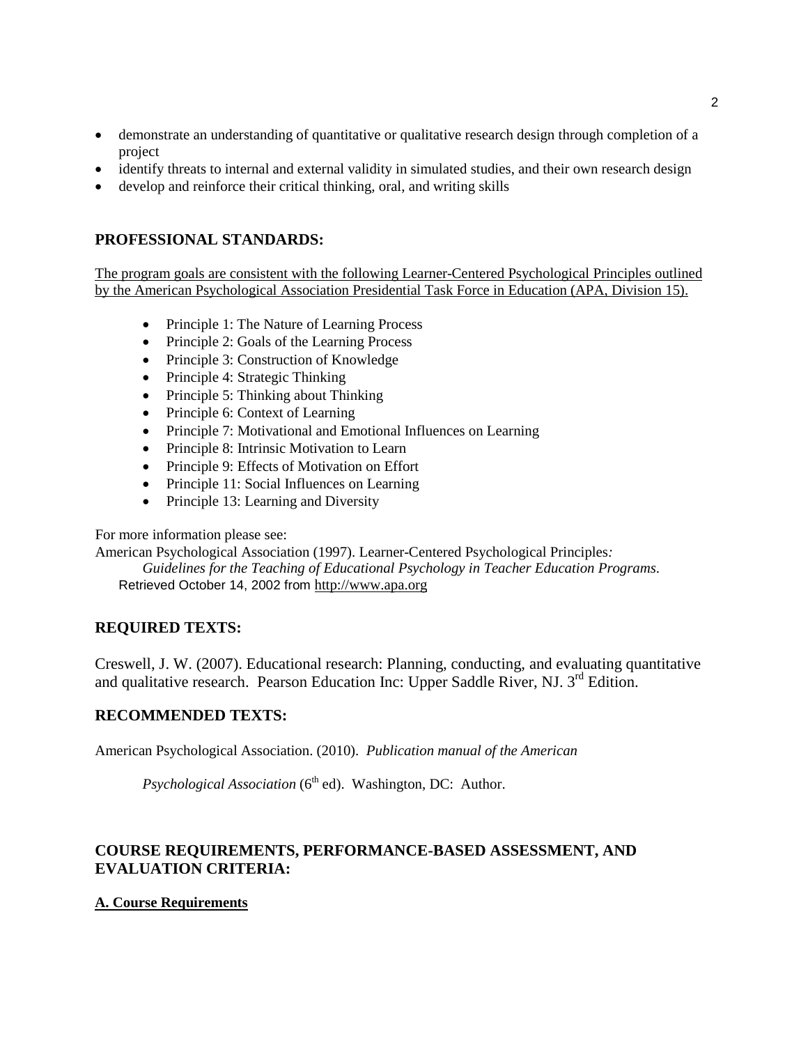- demonstrate an understanding of quantitative or qualitative research design through completion of a project
- identify threats to internal and external validity in simulated studies, and their own research design
- develop and reinforce their critical thinking, oral, and writing skills

## PROFESSIONAL STANDARDS:

The program goals are consistent with the following Learner-Centered Psychological Principles outlined by the American Psychological Association Presidential Task Force in Education (APA, Division 15).

- Principle 1: The Nature of Learning Process
- Principle 2: Goals of the Learning Process
- Principle 3: Construction of Knowledge
- Principle 4: Strategic Thinking
- Principle 5: Thinking about Thinking
- Principle 6: Context of Learning
- Principle 7: Motivational and Emotional Influences on Learning
- Principle 8: Intrinsic Motivation to Learn
- Principle 9: Effects of Motivation on Effort
- Principle 11: Social Influences on Learning
- Principle 13: Learning and Diversity

For more information please see:

American Psychological Association (1997). Learner-Centered Psychological Principles*: Guidelines for the Teaching of Educational Psychology in Teacher Education Programs.* Retrieved October 14, 2002 from http://www.apa.org

## REQUIRED TEXTS:

Creswell, J. W. (2007). Educational research: Planning, conducting, and evaluating quantitative and qualitative research. Pearson Education Inc: Upper Saddle River, NJ. 3rd Edition.

## RECOMMENDED TEXTS:

American Psychological Association. (2010). *Publication manual of the American Psychological Association* (6th ed). Washington, DC: Author.

## COURSE REQUIREMENTS, PERFORMANCE-BASED ASSESSMENT, AND EVALUATION CRITERIA:

### A. Course Requirements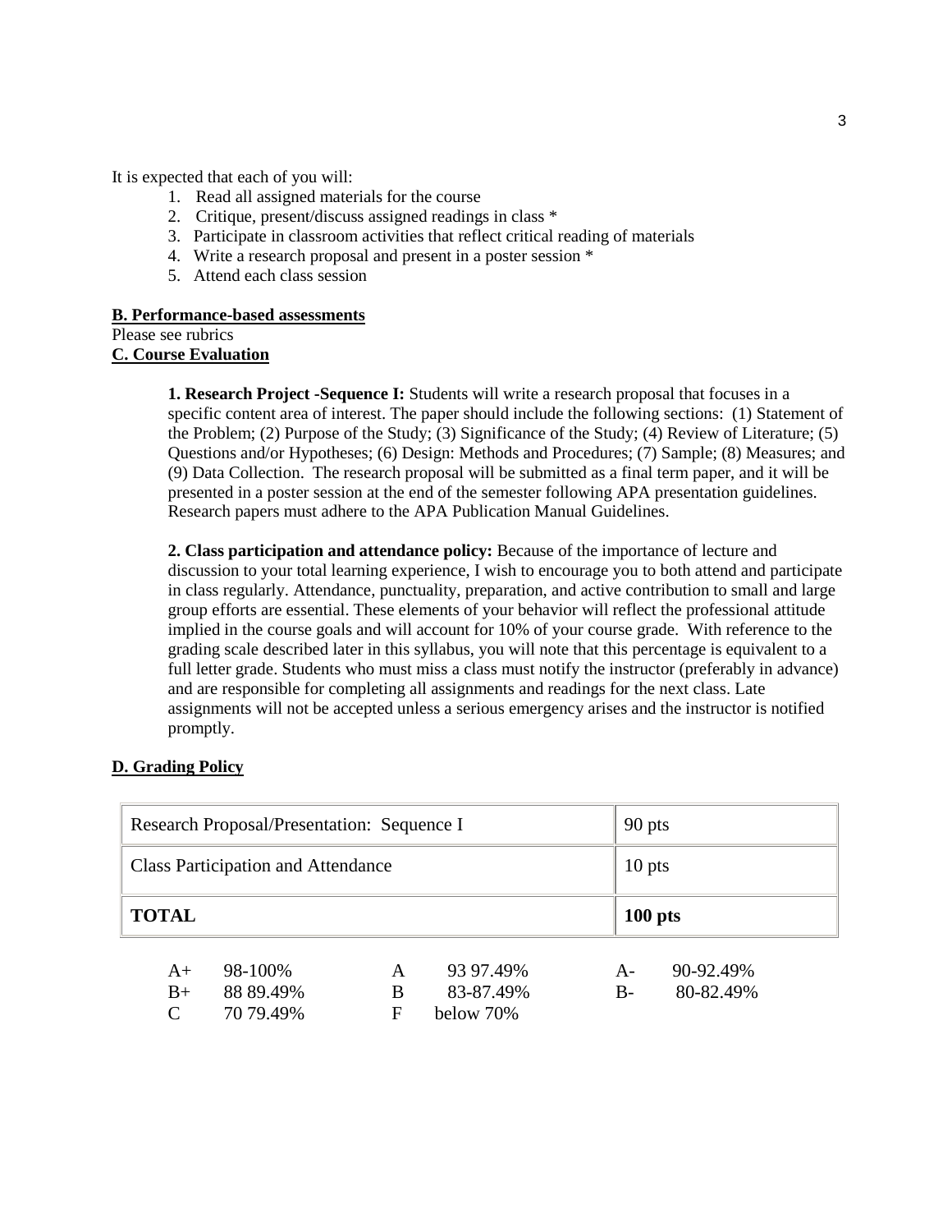It is expected that each of you will:

1. Read all assigned materials for the course
2. Critique, present/discuss assigned readings in class *
3. Participate in classroom activities that reflect critical reading of materials
4. Write a research proposal and present in a poster session *
5. Attend each class session

**B. Performance-based assessments**

Please see rubrics

**C. Course Evaluation**

**1. Research Project -Sequence I:** Students will write a research proposal that focuses in a specific content area of interest. The paper should include the following sections: (1) Statement of the Problem; (2) Purpose of the Study; (3) Significance of the Study; (4) Review of Literature; (5) Questions and/or Hypotheses; (6) Design: Methods and Procedures; (7) Sample; (8) Measures; and (9) Data Collection. The research proposal will be submitted as a final term paper, and it will be presented in a poster session at the end of the semester following APA presentation guidelines. Research papers must adhere to the APA Publication Manual Guidelines.

**2. Class participation and attendance policy:** Because of the importance of lecture and discussion to your total learning experience, I wish to encourage you to both attend and participate in class regularly. Attendance, punctuality, preparation, and active contribution to small and large group efforts are essential. These elements of your behavior will reflect the professional attitude implied in the course goals and will account for 10% of your course grade. With reference to the grading scale described later in this syllabus, you will note that this percentage is equivalent to a full letter grade. Students who must miss a class must notify the instructor (preferably in advance) and are responsible for completing all assignments and readings for the next class. Late assignments will not be accepted unless a serious emergency arises and the instructor is notified promptly.

**D. Grading Policy**

| Research Proposal/Presentation: Sequence I | 90 pts |
|---|---|
| Class Participation and Attendance | 10 pts |
| **TOTAL** | **100 pts** |

| | | | | | |
|---|---|---|---|---|---|
| A+ | 98-100% | A | 93 97.49% | A- | 90-92.49% |
| B+ | 88 89.49% | B | 83-87.49% | B- | 80-82.49% |
| C | 70 79.49% | F | below 70% | | |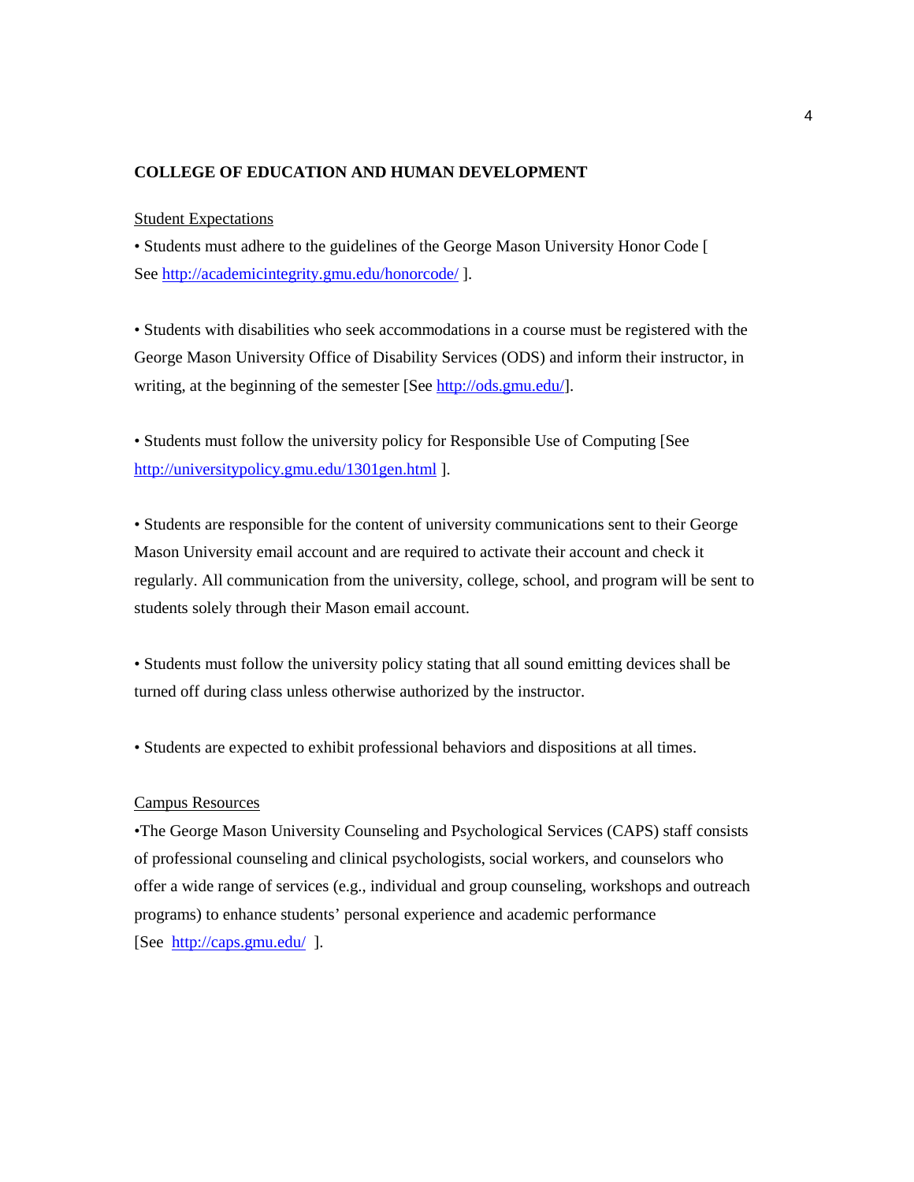**COLLEGE OF EDUCATION AND HUMAN DEVELOPMENT**

Student Expectations

• Students must adhere to the guidelines of the George Mason University Honor Code [ See http://academicintegrity.gmu.edu/honorcode/ ].

• Students with disabilities who seek accommodations in a course must be registered with the George Mason University Office of Disability Services (ODS) and inform their instructor, in writing, at the beginning of the semester [See http://ods.gmu.edu/].

• Students must follow the university policy for Responsible Use of Computing [See http://universitypolicy.gmu.edu/1301gen.html ].

• Students are responsible for the content of university communications sent to their George Mason University email account and are required to activate their account and check it regularly. All communication from the university, college, school, and program will be sent to students solely through their Mason email account.

• Students must follow the university policy stating that all sound emitting devices shall be turned off during class unless otherwise authorized by the instructor.

• Students are expected to exhibit professional behaviors and dispositions at all times.

Campus Resources

•The George Mason University Counseling and Psychological Services (CAPS) staff consists of professional counseling and clinical psychologists, social workers, and counselors who offer a wide range of services (e.g., individual and group counseling, workshops and outreach programs) to enhance students' personal experience and academic performance [See http://caps.gmu.edu/ ].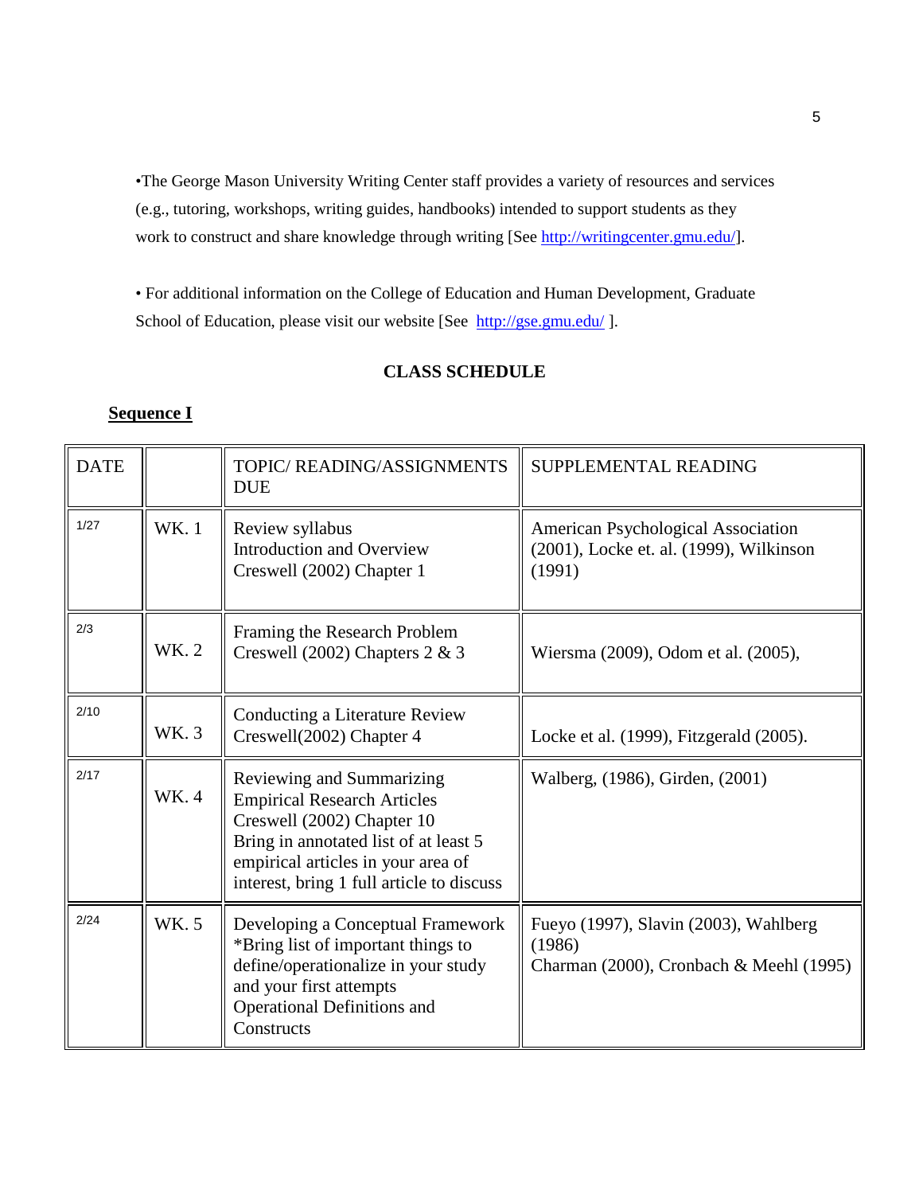•The George Mason University Writing Center staff provides a variety of resources and services (e.g., tutoring, workshops, writing guides, handbooks) intended to support students as they work to construct and share knowledge through writing [See http://writingcenter.gmu.edu/].

• For additional information on the College of Education and Human Development, Graduate School of Education, please visit our website [See http://gse.gmu.edu/ ].

## CLASS SCHEDULE

**Sequence I**

| DATE | | TOPIC/ READING/ASSIGNMENTS DUE | SUPPLEMENTAL READING |
|---|---|---|---|
| 1/27 | WK. 1 | Review syllabus<br>Introduction and Overview<br>Creswell (2002) Chapter 1 | American Psychological Association (2001), Locke et. al. (1999), Wilkinson (1991) |
| 2/3 | WK. 2 | Framing the Research Problem<br>Creswell (2002) Chapters 2 & 3 | Wiersma (2009), Odom et al. (2005), |
| 2/10 | WK. 3 | Conducting a Literature Review<br>Creswell(2002) Chapter 4 | Locke et al. (1999), Fitzgerald (2005). |
| 2/17 | WK. 4 | Reviewing and Summarizing Empirical Research Articles<br>Creswell (2002) Chapter 10<br>Bring in annotated list of at least 5 empirical articles in your area of interest, bring 1 full article to discuss | Walberg, (1986), Girden, (2001) |
| 2/24 | WK. 5 | Developing a Conceptual Framework<br>*Bring list of important things to define/operationalize in your study and your first attempts<br>Operational Definitions and Constructs | Fueyo (1997), Slavin (2003), Wahlberg (1986)<br>Charman (2000), Cronbach & Meehl (1995) |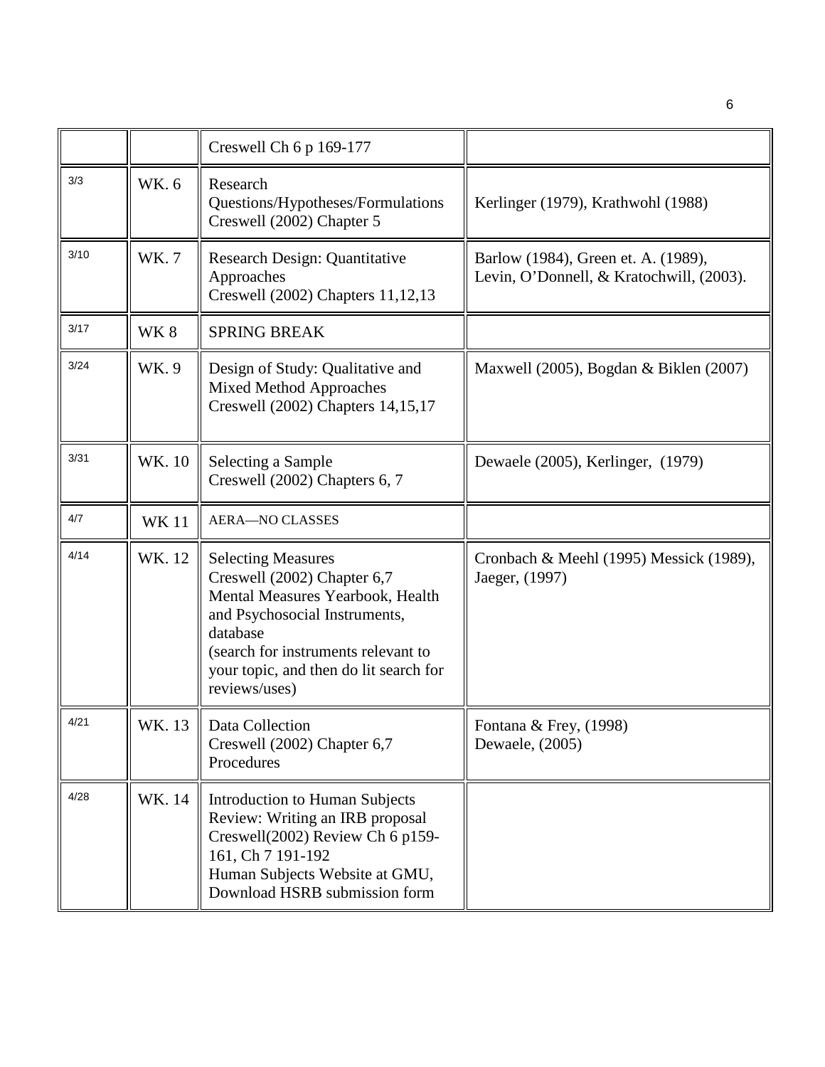| | | | |
|---|---|---|---|
| | | Creswell Ch 6 p 169-177 | |
| 3/3 | WK. 6 | Research Questions/Hypotheses/Formulations<br>Creswell (2002) Chapter 5 | Kerlinger (1979), Krathwohl (1988) |
| 3/10 | WK. 7 | Research Design: Quantitative Approaches<br>Creswell (2002) Chapters 11,12,13 | Barlow (1984), Green et. A. (1989), Levin, O'Donnell, & Kratochwill, (2003). |
| 3/17 | WK 8 | SPRING BREAK | |
| 3/24 | WK. 9 | Design of Study: Qualitative and Mixed Method Approaches<br>Creswell (2002) Chapters 14,15,17 | Maxwell (2005), Bogdan & Biklen (2007) |
| 3/31 | WK. 10 | Selecting a Sample<br>Creswell (2002) Chapters 6, 7 | Dewaele (2005), Kerlinger, (1979) |
| 4/7 | WK 11 | AERA—NO CLASSES | |
| 4/14 | WK. 12 | Selecting Measures<br>Creswell (2002) Chapter 6,7<br>Mental Measures Yearbook, Health and Psychosocial Instruments, database<br>(search for instruments relevant to your topic, and then do lit search for reviews/uses) | Cronbach & Meehl (1995) Messick (1989), Jaeger, (1997) |
| 4/21 | WK. 13 | Data Collection<br>Creswell (2002) Chapter 6,7<br>Procedures | Fontana & Frey, (1998)<br>Dewaele, (2005) |
| 4/28 | WK. 14 | Introduction to Human Subjects Review: Writing an IRB proposal<br>Creswell(2002) Review Ch 6 p159-161, Ch 7 191-192<br>Human Subjects Website at GMU, Download HSRB submission form | |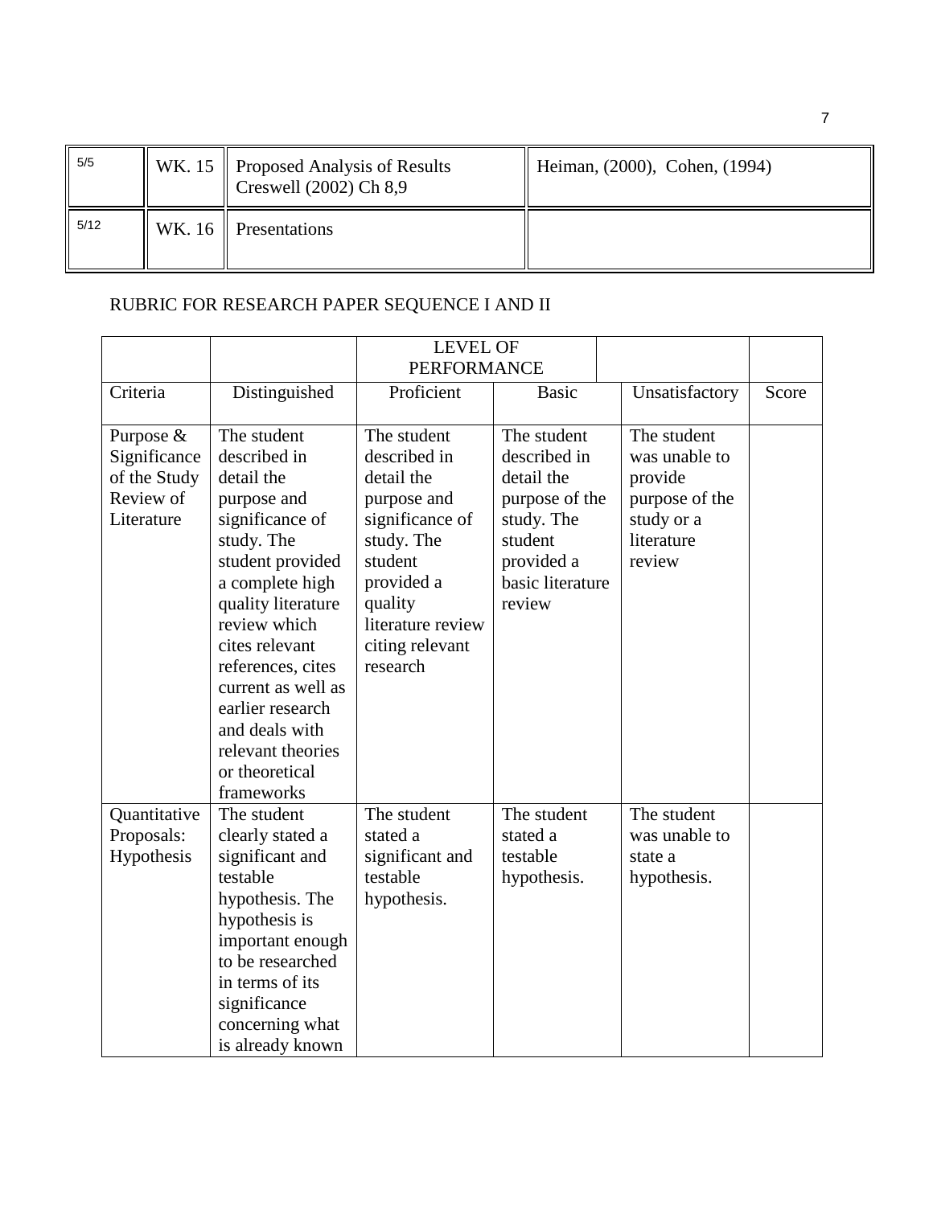| 5/5 | WK. 15 | Proposed Analysis of Results Creswell (2002) Ch 8,9 | Heiman, (2000), Cohen, (1994) |
|---|---|---|---|
| 5/12 | WK. 16 | Presentations | |

RUBRIC FOR RESEARCH PAPER SEQUENCE I AND II

| | | LEVEL OF PERFORMANCE | | | |
|---|---|---|---|---|---|
| Criteria | Distinguished | Proficient | Basic | Unsatisfactory | Score |
| Purpose & Significance of the Study Review of Literature | The student described in detail the purpose and significance of study. The student provided a complete high quality literature review which cites relevant references, cites current as well as earlier research and deals with relevant theories or theoretical frameworks | The student described in detail the purpose and significance of study. The student provided a quality literature review citing relevant research | The student described in detail the purpose of the study. The student provided a basic literature review | The student was unable to provide purpose of the study or a literature review | |
| Quantitative Proposals: Hypothesis | The student clearly stated a significant and testable hypothesis. The hypothesis is important enough to be researched in terms of its significance concerning what is already known | The student stated a significant and testable hypothesis. | The student stated a testable hypothesis. | The student was unable to state a hypothesis. | |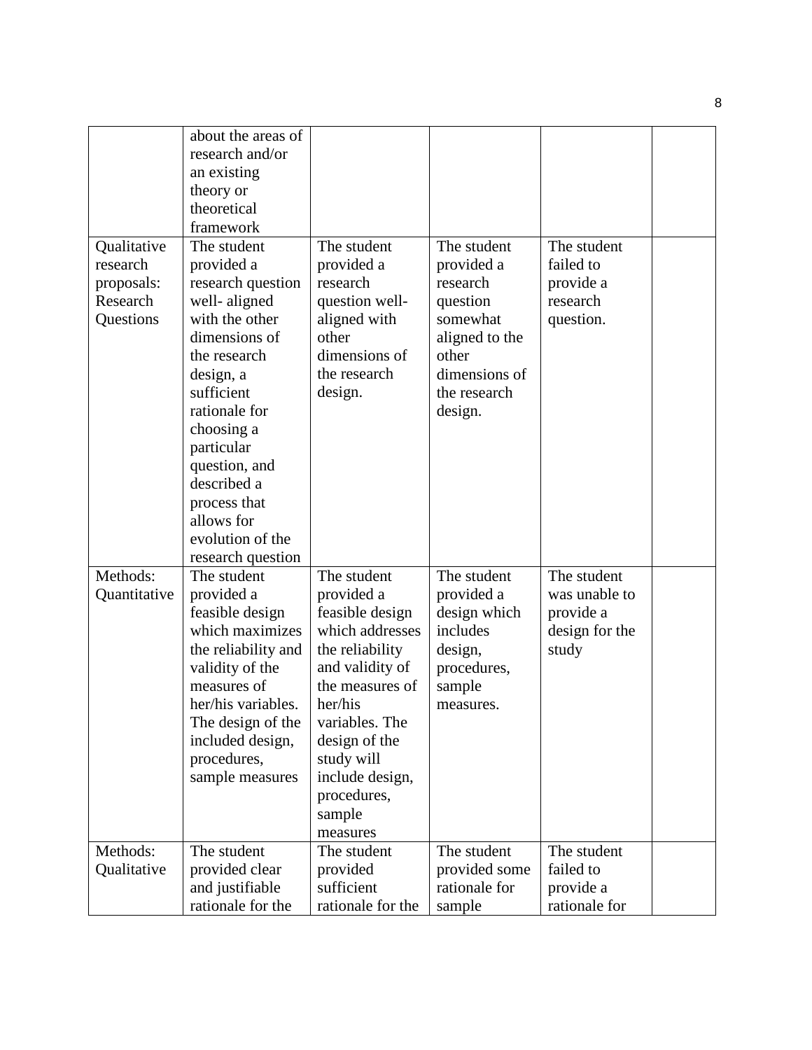| | | | | | |
|---|---|---|---|---|---|
| | about the areas of research and/or an existing theory or theoretical framework | | | | |
| Qualitative research proposals: Research Questions | The student provided a research question well- aligned with the other dimensions of the research design, a sufficient rationale for choosing a particular question, and described a process that allows for evolution of the research question | The student provided a research question well-aligned with other dimensions of the research design. | The student provided a research question somewhat aligned to the other dimensions of the research design. | The student failed to provide a research question. | |
| Methods: Quantitative | The student provided a feasible design which maximizes the reliability and validity of the measures of her/his variables. The design of the included design, procedures, sample measures | The student provided a feasible design which addresses the reliability and validity of the measures of her/his variables. The design of the study will include design, procedures, sample measures | The student provided a design which includes design, procedures, sample measures. | The student was unable to provide a design for the study | |
| Methods: Qualitative | The student provided clear and justifiable rationale for the | The student provided sufficient rationale for the | The student provided some rationale for sample | The student failed to provide a rationale for | |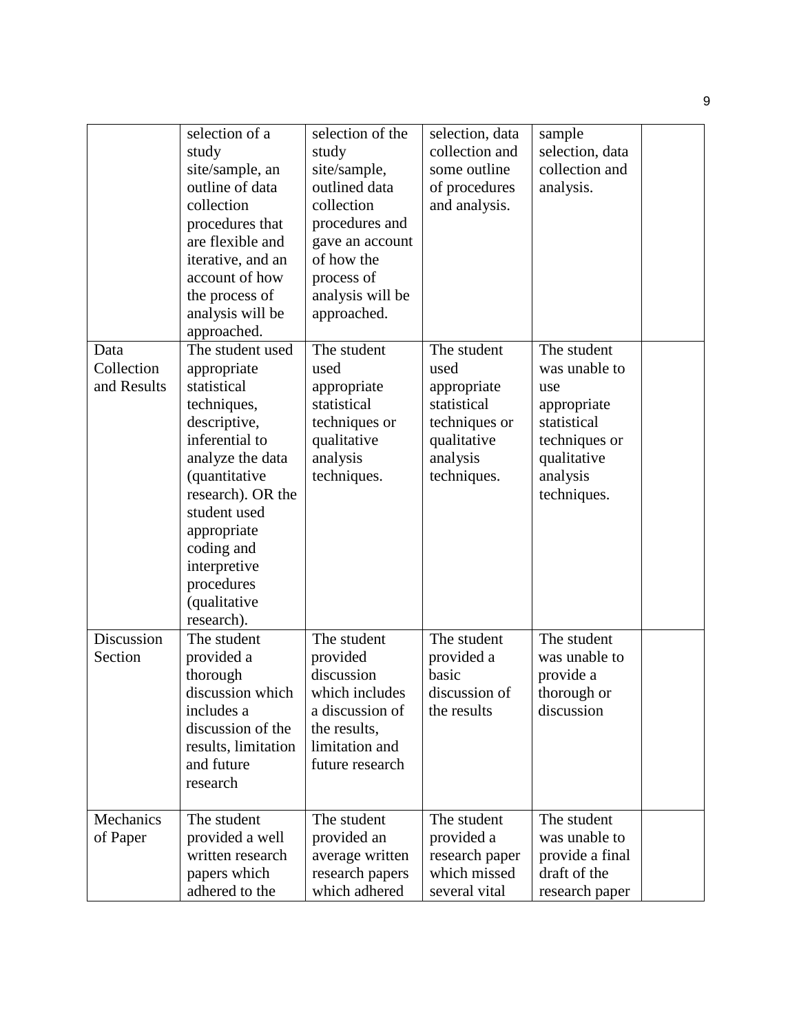| | | | | | |
|---|---|---|---|---|---|
| | selection of a study site/sample, an outline of data collection procedures that are flexible and iterative, and an account of how the process of analysis will be approached. | selection of the study site/sample, outlined data collection procedures and gave an account of how the process of analysis will be approached. | selection, data collection and some outline of procedures and analysis. | sample selection, data collection and analysis. | |
| Data Collection and Results | The student used appropriate statistical techniques, descriptive, inferential to analyze the data (quantitative research). OR the student used appropriate coding and interpretive procedures (qualitative research). | The student used appropriate statistical techniques or qualitative analysis techniques. | The student used appropriate statistical techniques or qualitative analysis techniques. | The student was unable to use appropriate statistical techniques or qualitative analysis techniques. | |
| Discussion Section | The student provided a thorough discussion which includes a discussion of the results, limitation and future research | The student provided discussion which includes a discussion of the results, limitation and future research | The student provided a basic discussion of the results | The student was unable to provide a thorough or discussion | |
| Mechanics of Paper | The student provided a well written research papers which adhered to the | The student provided an average written research papers which adhered | The student provided a research paper which missed several vital | The student was unable to provide a final draft of the research paper | |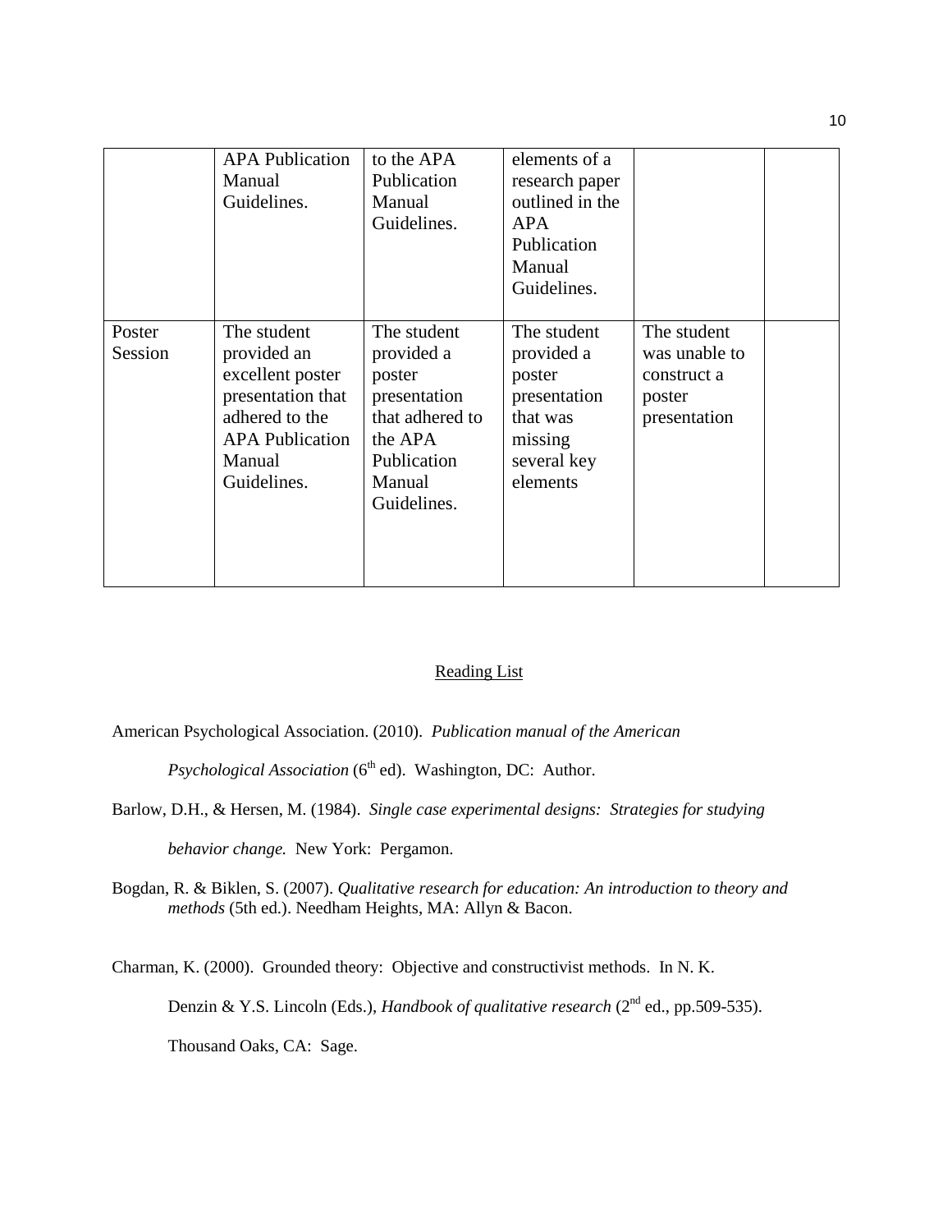|  |  |  |  |  |  |
|---|---|---|---|---|---|
|  | APA Publication Manual Guidelines. | to the APA Publication Manual Guidelines. | elements of a research paper outlined in the APA Publication Manual Guidelines. |  |  |
| Poster Session | The student provided an excellent poster presentation that adhered to the APA Publication Manual Guidelines. | The student provided a poster presentation that adhered to the APA Publication Manual Guidelines. | The student provided a poster presentation that was missing several key elements | The student was unable to construct a poster presentation |  |

## Reading List

American Psychological Association. (2010). *Publication manual of the American Psychological Association* (6th ed). Washington, DC: Author.

Barlow, D.H., & Hersen, M. (1984). *Single case experimental designs: Strategies for studying behavior change.* New York: Pergamon.

Bogdan, R. & Biklen, S. (2007). *Qualitative research for education: An introduction to theory and methods* (5th ed.). Needham Heights, MA: Allyn & Bacon.

Charman, K. (2000). Grounded theory: Objective and constructivist methods. In N. K. Denzin & Y.S. Lincoln (Eds.), *Handbook of qualitative research* (2nd ed., pp.509-535). Thousand Oaks, CA: Sage.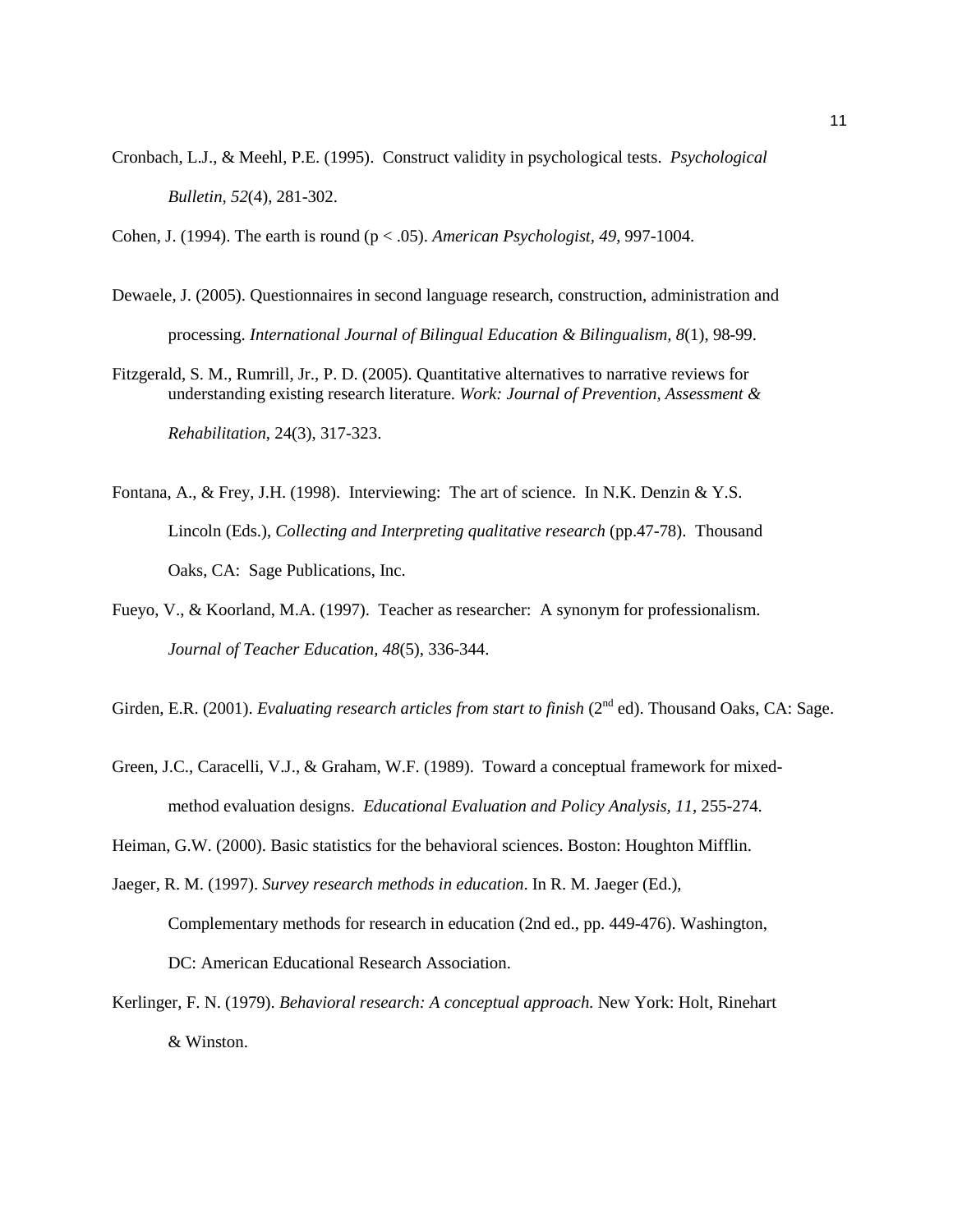Cronbach, L.J., & Meehl, P.E. (1995). Construct validity in psychological tests. *Psychological Bulletin, 52*(4), 281-302.

Cohen, J. (1994). The earth is round ($p < .05$). *American Psychologist, 49*, 997-1004.

Dewaele, J. (2005). Questionnaires in second language research, construction, administration and processing. *International Journal of Bilingual Education & Bilingualism, 8*(1), 98-99.

Fitzgerald, S. M., Rumrill, Jr., P. D. (2005). Quantitative alternatives to narrative reviews for understanding existing research literature. *Work: Journal of Prevention, Assessment & Rehabilitation*, 24(3), 317-323.

Fontana, A., & Frey, J.H. (1998). Interviewing: The art of science. In N.K. Denzin & Y.S. Lincoln (Eds.), *Collecting and Interpreting qualitative research* (pp.47-78). Thousand Oaks, CA: Sage Publications, Inc.

Fueyo, V., & Koorland, M.A. (1997). Teacher as researcher: A synonym for professionalism. *Journal of Teacher Education, 48*(5), 336-344.

Girden, E.R. (2001). *Evaluating research articles from start to finish* (2nd ed). Thousand Oaks, CA: Sage.

Green, J.C., Caracelli, V.J., & Graham, W.F. (1989). Toward a conceptual framework for mixed-method evaluation designs. *Educational Evaluation and Policy Analysis, 11*, 255-274.

Heiman, G.W. (2000). Basic statistics for the behavioral sciences. Boston: Houghton Mifflin.

Jaeger, R. M. (1997). *Survey research methods in education*. In R. M. Jaeger (Ed.), Complementary methods for research in education (2nd ed., pp. 449-476). Washington, DC: American Educational Research Association.

Kerlinger, F. N. (1979). *Behavioral research: A conceptual approach.* New York: Holt, Rinehart & Winston.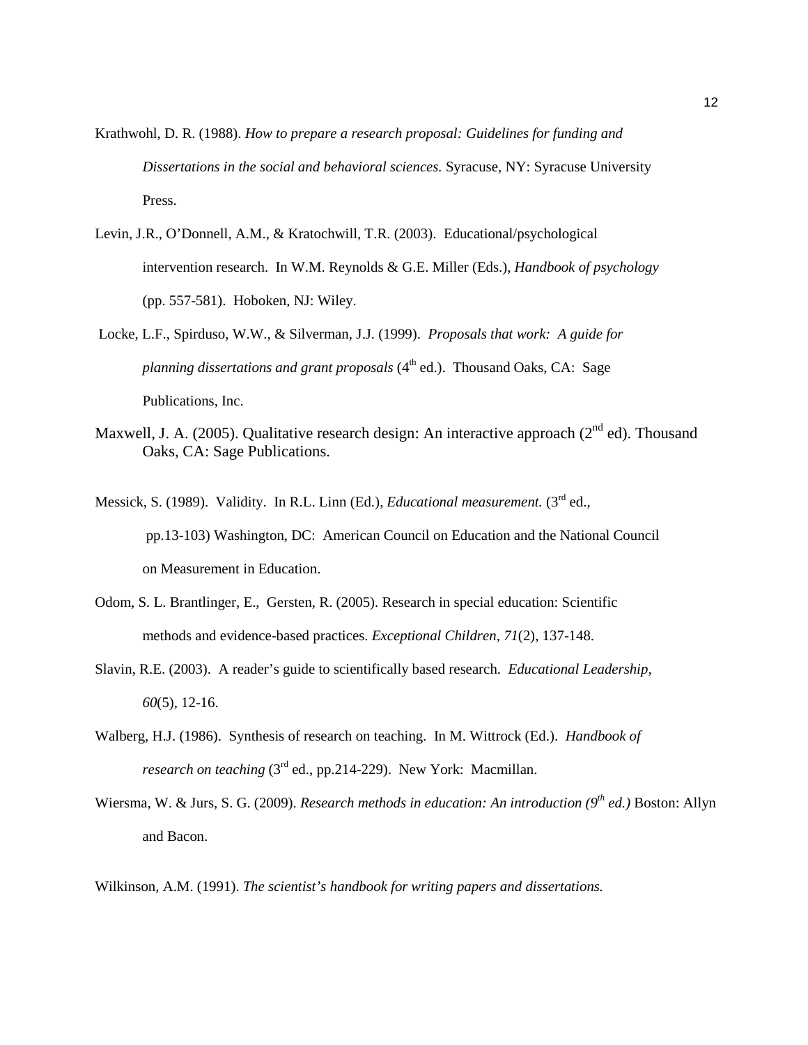Krathwohl, D. R. (1988). *How to prepare a research proposal: Guidelines for funding and Dissertations in the social and behavioral sciences.* Syracuse, NY: Syracuse University Press.

Levin, J.R., O'Donnell, A.M., & Kratochwill, T.R. (2003). Educational/psychological intervention research. In W.M. Reynolds & G.E. Miller (Eds.), *Handbook of psychology* (pp. 557-581). Hoboken, NJ: Wiley.

Locke, L.F., Spirduso, W.W., & Silverman, J.J. (1999). *Proposals that work: A guide for planning dissertations and grant proposals* (4th ed.). Thousand Oaks, CA: Sage Publications, Inc.

Maxwell, J. A. (2005). Qualitative research design: An interactive approach (2nd ed). Thousand Oaks, CA: Sage Publications.

Messick, S. (1989). Validity. In R.L. Linn (Ed.), *Educational measurement.* (3rd ed., pp.13-103) Washington, DC: American Council on Education and the National Council on Measurement in Education.

Odom, S. L. Brantlinger, E., Gersten, R. (2005). Research in special education: Scientific methods and evidence-based practices. *Exceptional Children, 71*(2), 137-148.

Slavin, R.E. (2003). A reader's guide to scientifically based research. *Educational Leadership, 60*(5), 12-16.

Walberg, H.J. (1986). Synthesis of research on teaching. In M. Wittrock (Ed.). *Handbook of research on teaching* (3rd ed., pp.214-229). New York: Macmillan.

Wiersma, W. & Jurs, S. G. (2009). *Research methods in education: An introduction (9th ed.)* Boston: Allyn and Bacon.

Wilkinson, A.M. (1991). *The scientist's handbook for writing papers and dissertations.*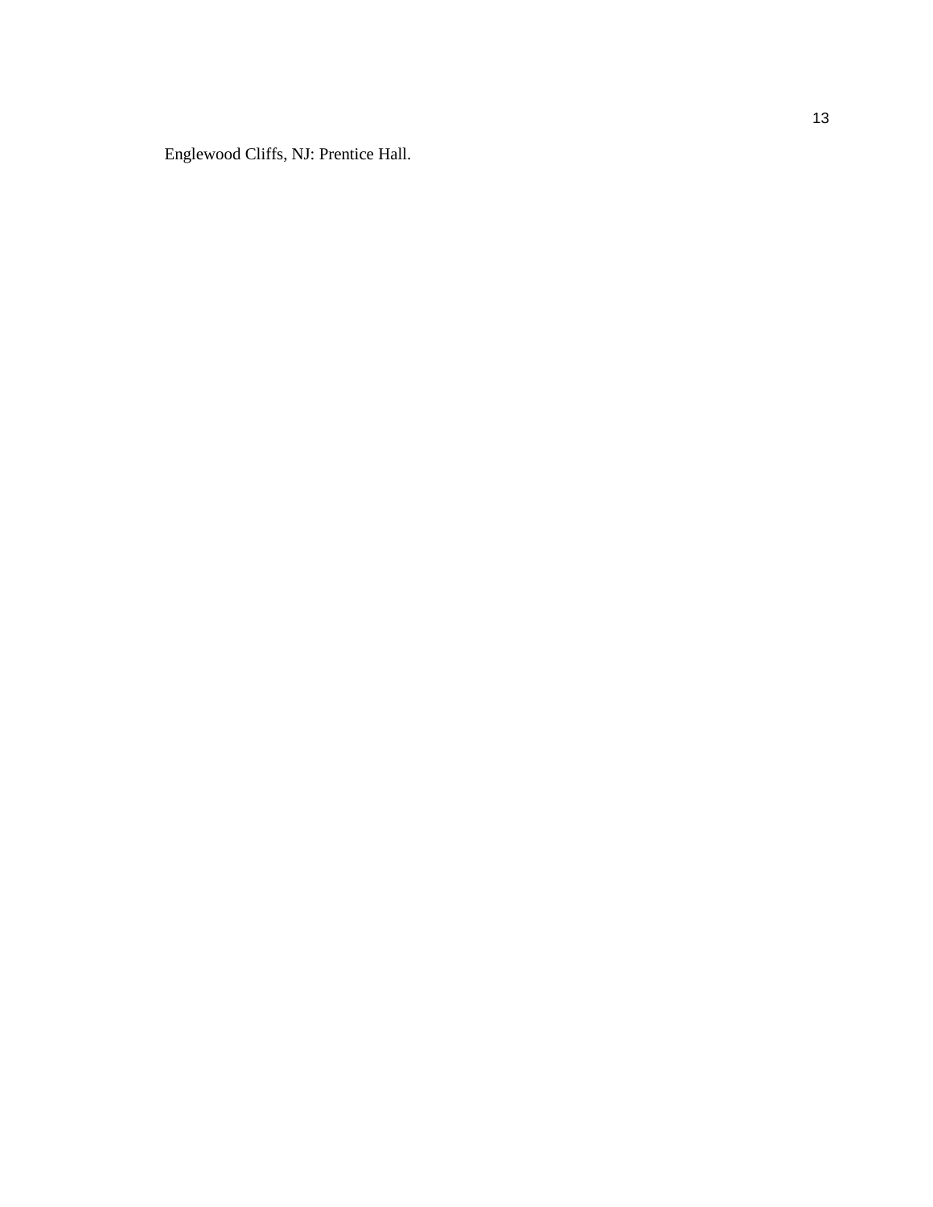Englewood Cliffs, NJ: Prentice Hall.